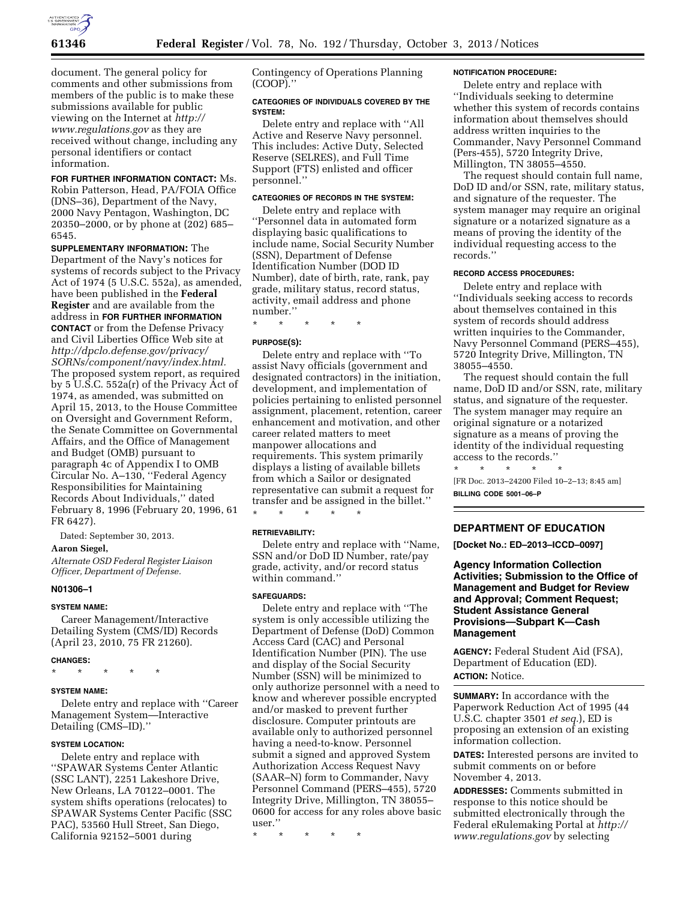document. The general policy for comments and other submissions from members of the public is to make these submissions available for public viewing on the Internet at *http://www.regulations.gov* as they are received without change, including any personal identifiers or contact information.

**FOR FURTHER INFORMATION CONTACT:** Ms. Robin Patterson, Head, PA/FOIA Office (DNS–36), Department of the Navy, 2000 Navy Pentagon, Washington, DC 20350–2000, or by phone at (202) 685–6545.

**SUPPLEMENTARY INFORMATION:** The Department of the Navy's notices for systems of records subject to the Privacy Act of 1974 (5 U.S.C. 552a), as amended, have been published in the **Federal Register** and are available from the address in **FOR FURTHER INFORMATION CONTACT** or from the Defense Privacy and Civil Liberties Office Web site at *http://dpclo.defense.gov/privacy/SORNs/component/navy/index.html.* The proposed system report, as required by 5 U.S.C. 552a(r) of the Privacy Act of 1974, as amended, was submitted on April 15, 2013, to the House Committee on Oversight and Government Reform, the Senate Committee on Governmental Affairs, and the Office of Management and Budget (OMB) pursuant to paragraph 4c of Appendix I to OMB Circular No. A–130, ''Federal Agency Responsibilities for Maintaining Records About Individuals,'' dated February 8, 1996 (February 20, 1996, 61 FR 6427).

Dated: September 30, 2013.

**Aaron Siegel,**

*Alternate OSD Federal Register Liaison Officer, Department of Defense.*

**N01306–1**

**SYSTEM NAME:**

Career Management/Interactive Detailing System (CMS/ID) Records (April 23, 2010, 75 FR 21260).

**CHANGES:**

\* \* \* \* \*

**SYSTEM NAME:**

Delete entry and replace with ''Career Management System—Interactive Detailing (CMS–ID).''

**SYSTEM LOCATION:**

Delete entry and replace with ''SPAWAR Systems Center Atlantic (SSC LANT), 2251 Lakeshore Drive, New Orleans, LA 70122–0001. The system shifts operations (relocates) to SPAWAR Systems Center Pacific (SSC PAC), 53560 Hull Street, San Diego, California 92152–5001 during Contingency of Operations Planning (COOP).''

**CATEGORIES OF INDIVIDUALS COVERED BY THE SYSTEM:**

Delete entry and replace with ''All Active and Reserve Navy personnel. This includes: Active Duty, Selected Reserve (SELRES), and Full Time Support (FTS) enlisted and officer personnel.''

**CATEGORIES OF RECORDS IN THE SYSTEM:**

Delete entry and replace with ''Personnel data in automated form displaying basic qualifications to include name, Social Security Number (SSN), Department of Defense Identification Number (DOD ID Number), date of birth, rate, rank, pay grade, military status, record status, activity, email address and phone number.''

\* \* \* \* \*

**PURPOSE(S):**

Delete entry and replace with ''To assist Navy officials (government and designated contractors) in the initiation, development, and implementation of policies pertaining to enlisted personnel assignment, placement, retention, career enhancement and motivation, and other career related matters to meet manpower allocations and requirements. This system primarily displays a listing of available billets from which a Sailor or designated representative can submit a request for transfer and be assigned in the billet.''

\* \* \* \* \*

**RETRIEVABILITY:**

Delete entry and replace with ''Name, SSN and/or DoD ID Number, rate/pay grade, activity, and/or record status within command.''

**SAFEGUARDS:**

Delete entry and replace with ''The system is only accessible utilizing the Department of Defense (DoD) Common Access Card (CAC) and Personal Identification Number (PIN). The use and display of the Social Security Number (SSN) will be minimized to only authorize personnel with a need to know and wherever possible encrypted and/or masked to prevent further disclosure. Computer printouts are available only to authorized personnel having a need-to-know. Personnel submit a signed and approved System Authorization Access Request Navy (SAAR–N) form to Commander, Navy Personnel Command (PERS–455), 5720 Integrity Drive, Millington, TN 38055–0600 for access for any roles above basic user.''

\* \* \* \* \*

**NOTIFICATION PROCEDURE:**

Delete entry and replace with ''Individuals seeking to determine whether this system of records contains information about themselves should address written inquiries to the Commander, Navy Personnel Command (Pers-455), 5720 Integrity Drive, Millington, TN 38055–4550.

The request should contain full name, DoD ID and/or SSN, rate, military status, and signature of the requester. The system manager may require an original signature or a notarized signature as a means of proving the identity of the individual requesting access to the records.''

**RECORD ACCESS PROCEDURES:**

Delete entry and replace with ''Individuals seeking access to records about themselves contained in this system of records should address written inquiries to the Commander, Navy Personnel Command (PERS–455), 5720 Integrity Drive, Millington, TN 38055–4550.

The request should contain the full name, DoD ID and/or SSN, rate, military status, and signature of the requester. The system manager may require an original signature or a notarized signature as a means of proving the identity of the individual requesting access to the records.''

\* \* \* \* \*

[FR Doc. 2013–24200 Filed 10–2–13; 8:45 am]

**BILLING CODE 5001–06–P**

## DEPARTMENT OF EDUCATION

**[Docket No.: ED–2013–ICCD–0097]**

### Agency Information Collection Activities; Submission to the Office of Management and Budget for Review and Approval; Comment Request; Student Assistance General Provisions—Subpart K—Cash Management

**AGENCY:** Federal Student Aid (FSA), Department of Education (ED).

**ACTION:** Notice.

**SUMMARY:** In accordance with the Paperwork Reduction Act of 1995 (44 U.S.C. chapter 3501 *et seq.*), ED is proposing an extension of an existing information collection.

**DATES:** Interested persons are invited to submit comments on or before November 4, 2013.

**ADDRESSES:** Comments submitted in response to this notice should be submitted electronically through the Federal eRulemaking Portal at *http://www.regulations.gov* by selecting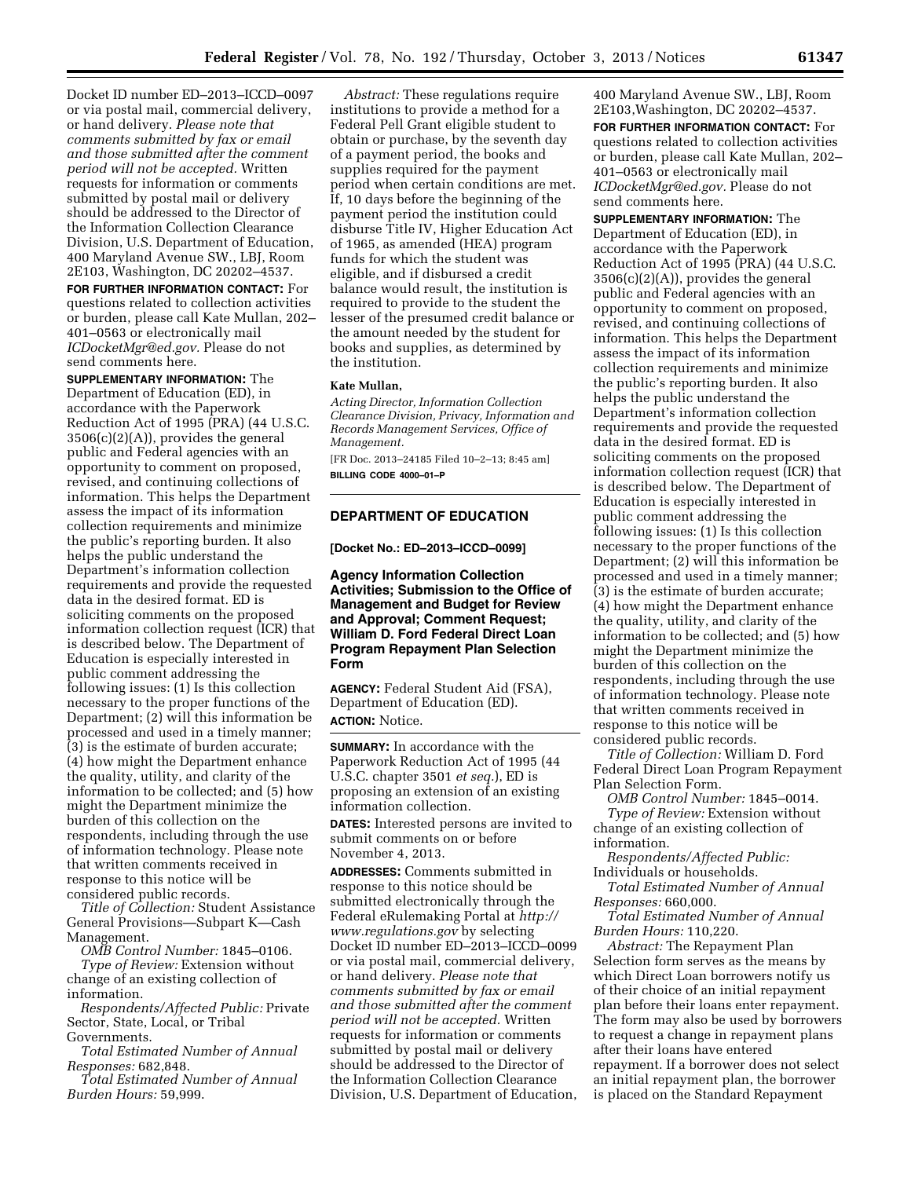Docket ID number ED–2013–ICCD–0097 or via postal mail, commercial delivery, or hand delivery. *Please note that comments submitted by fax or email and those submitted after the comment period will not be accepted.* Written requests for information or comments submitted by postal mail or delivery should be addressed to the Director of the Information Collection Clearance Division, U.S. Department of Education, 400 Maryland Avenue SW., LBJ, Room 2E103, Washington, DC 20202–4537.

**FOR FURTHER INFORMATION CONTACT:** For questions related to collection activities or burden, please call Kate Mullan, 202–401–0563 or electronically mail *ICDocketMgr@ed.gov.* Please do not send comments here.

**SUPPLEMENTARY INFORMATION:** The Department of Education (ED), in accordance with the Paperwork Reduction Act of 1995 (PRA) (44 U.S.C. 3506(c)(2)(A)), provides the general public and Federal agencies with an opportunity to comment on proposed, revised, and continuing collections of information. This helps the Department assess the impact of its information collection requirements and minimize the public's reporting burden. It also helps the public understand the Department's information collection requirements and provide the requested data in the desired format. ED is soliciting comments on the proposed information collection request (ICR) that is described below. The Department of Education is especially interested in public comment addressing the following issues: (1) Is this collection necessary to the proper functions of the Department; (2) will this information be processed and used in a timely manner; (3) is the estimate of burden accurate; (4) how might the Department enhance the quality, utility, and clarity of the information to be collected; and (5) how might the Department minimize the burden of this collection on the respondents, including through the use of information technology. Please note that written comments received in response to this notice will be considered public records.

*Title of Collection:* Student Assistance General Provisions—Subpart K—Cash Management.

*OMB Control Number:* 1845–0106.

*Type of Review:* Extension without change of an existing collection of information.

*Respondents/Affected Public:* Private Sector, State, Local, or Tribal Governments.

*Total Estimated Number of Annual Responses:* 682,848.

*Total Estimated Number of Annual Burden Hours:* 59,999.

*Abstract:* These regulations require institutions to provide a method for a Federal Pell Grant eligible student to obtain or purchase, by the seventh day of a payment period, the books and supplies required for the payment period when certain conditions are met. If, 10 days before the beginning of the payment period the institution could disburse Title IV, Higher Education Act of 1965, as amended (HEA) program funds for which the student was eligible, and if disbursed a credit balance would result, the institution is required to provide to the student the lesser of the presumed credit balance or the amount needed by the student for books and supplies, as determined by the institution.

**Kate Mullan,**

*Acting Director, Information Collection Clearance Division, Privacy, Information and Records Management Services, Office of Management.*

[FR Doc. 2013–24185 Filed 10–2–13; 8:45 am]

**BILLING CODE 4000–01–P**

---

## DEPARTMENT OF EDUCATION

**[Docket No.: ED–2013–ICCD–0099]**

### Agency Information Collection Activities; Submission to the Office of Management and Budget for Review and Approval; Comment Request; William D. Ford Federal Direct Loan Program Repayment Plan Selection Form

**AGENCY:** Federal Student Aid (FSA), Department of Education (ED).

**ACTION:** Notice.

**SUMMARY:** In accordance with the Paperwork Reduction Act of 1995 (44 U.S.C. chapter 3501 *et seq.*), ED is proposing an extension of an existing information collection.

**DATES:** Interested persons are invited to submit comments on or before November 4, 2013.

**ADDRESSES:** Comments submitted in response to this notice should be submitted electronically through the Federal eRulemaking Portal at *http://www.regulations.gov* by selecting Docket ID number ED–2013–ICCD–0099 or via postal mail, commercial delivery, or hand delivery. *Please note that comments submitted by fax or email and those submitted after the comment period will not be accepted.* Written requests for information or comments submitted by postal mail or delivery should be addressed to the Director of the Information Collection Clearance Division, U.S. Department of Education, 400 Maryland Avenue SW., LBJ, Room 2E103,Washington, DC 20202–4537.

**FOR FURTHER INFORMATION CONTACT:** For questions related to collection activities or burden, please call Kate Mullan, 202–401–0563 or electronically mail *ICDocketMgr@ed.gov.* Please do not send comments here.

**SUPPLEMENTARY INFORMATION:** The Department of Education (ED), in accordance with the Paperwork Reduction Act of 1995 (PRA) (44 U.S.C. 3506(c)(2)(A)), provides the general public and Federal agencies with an opportunity to comment on proposed, revised, and continuing collections of information. This helps the Department assess the impact of its information collection requirements and minimize the public's reporting burden. It also helps the public understand the Department's information collection requirements and provide the requested data in the desired format. ED is soliciting comments on the proposed information collection request (ICR) that is described below. The Department of Education is especially interested in public comment addressing the following issues: (1) Is this collection necessary to the proper functions of the Department; (2) will this information be processed and used in a timely manner; (3) is the estimate of burden accurate; (4) how might the Department enhance the quality, utility, and clarity of the information to be collected; and (5) how might the Department minimize the burden of this collection on the respondents, including through the use of information technology. Please note that written comments received in response to this notice will be considered public records.

*Title of Collection:* William D. Ford Federal Direct Loan Program Repayment Plan Selection Form.

*OMB Control Number:* 1845–0014.

*Type of Review:* Extension without change of an existing collection of information.

*Respondents/Affected Public:* Individuals or households.

*Total Estimated Number of Annual Responses:* 660,000.

*Total Estimated Number of Annual Burden Hours:* 110,220.

*Abstract:* The Repayment Plan Selection form serves as the means by which Direct Loan borrowers notify us of their choice of an initial repayment plan before their loans enter repayment. The form may also be used by borrowers to request a change in repayment plans after their loans have entered repayment. If a borrower does not select an initial repayment plan, the borrower is placed on the Standard Repayment